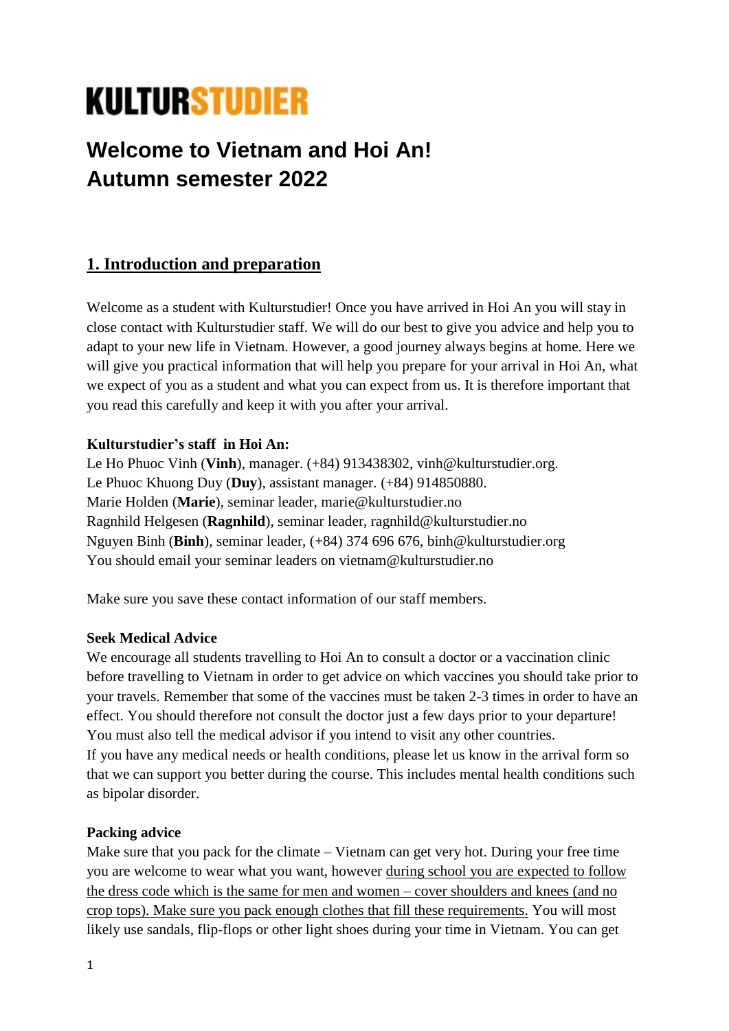# KULTURSTUDIER

# Welcome to Vietnam and Hoi An!
# Autumn semester 2022

## 1. Introduction and preparation

Welcome as a student with Kulturstudier! Once you have arrived in Hoi An you will stay in close contact with Kulturstudier staff. We will do our best to give you advice and help you to adapt to your new life in Vietnam. However, a good journey always begins at home. Here we will give you practical information that will help you prepare for your arrival in Hoi An, what we expect of you as a student and what you can expect from us. It is therefore important that you read this carefully and keep it with you after your arrival.

**Kulturstudier's staff in Hoi An:**
Le Ho Phuoc Vinh (**Vinh**), manager. (+84) 913438302, vinh@kulturstudier.org.
Le Phuoc Khuong Duy (**Duy**), assistant manager. (+84) 914850880.
Marie Holden (**Marie**), seminar leader, marie@kulturstudier.no
Ragnhild Helgesen (**Ragnhild**), seminar leader, ragnhild@kulturstudier.no
Nguyen Binh (**Binh**), seminar leader, (+84) 374 696 676, binh@kulturstudier.org
You should email your seminar leaders on vietnam@kulturstudier.no

Make sure you save these contact information of our staff members.

**Seek Medical Advice**
We encourage all students travelling to Hoi An to consult a doctor or a vaccination clinic before travelling to Vietnam in order to get advice on which vaccines you should take prior to your travels. Remember that some of the vaccines must be taken 2-3 times in order to have an effect. You should therefore not consult the doctor just a few days prior to your departure! You must also tell the medical advisor if you intend to visit any other countries.
If you have any medical needs or health conditions, please let us know in the arrival form so that we can support you better during the course. This includes mental health conditions such as bipolar disorder.

**Packing advice**
Make sure that you pack for the climate – Vietnam can get very hot. During your free time you are welcome to wear what you want, however <u>during school you are expected to follow the dress code which is the same for men and women – cover shoulders and knees (and no crop tops). Make sure you pack enough clothes that fill these requirements.</u> You will most likely use sandals, flip-flops or other light shoes during your time in Vietnam. You can get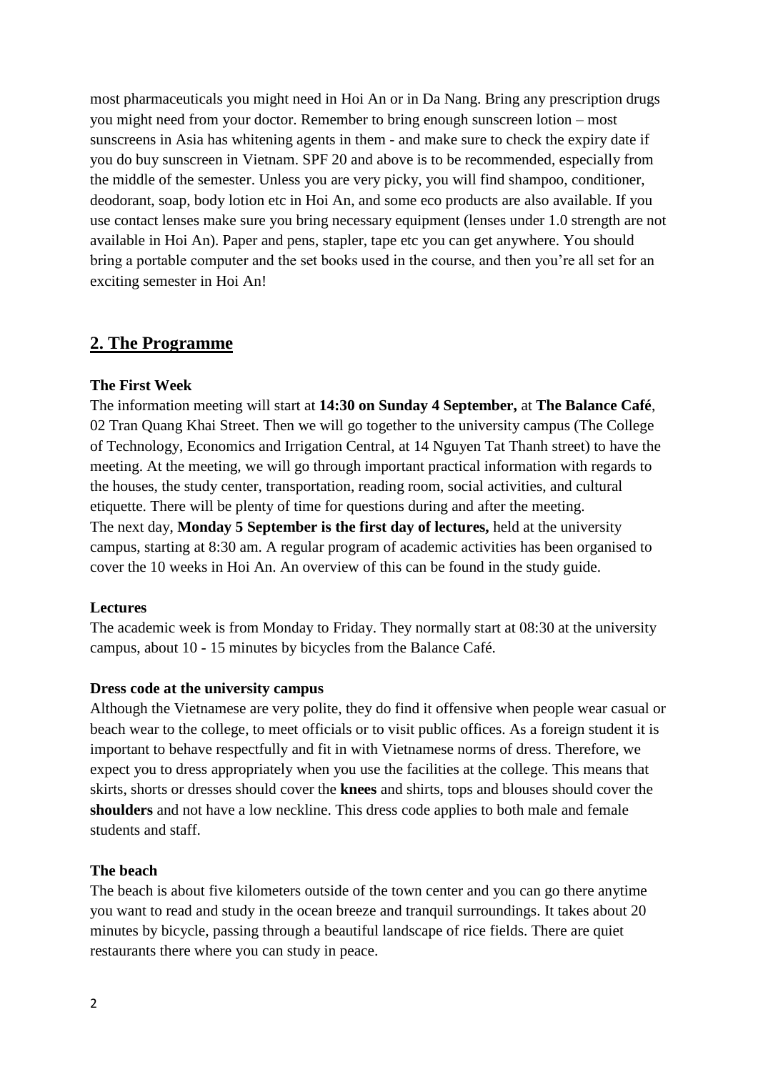most pharmaceuticals you might need in Hoi An or in Da Nang. Bring any prescription drugs you might need from your doctor. Remember to bring enough sunscreen lotion – most sunscreens in Asia has whitening agents in them - and make sure to check the expiry date if you do buy sunscreen in Vietnam. SPF 20 and above is to be recommended, especially from the middle of the semester. Unless you are very picky, you will find shampoo, conditioner, deodorant, soap, body lotion etc in Hoi An, and some eco products are also available. If you use contact lenses make sure you bring necessary equipment (lenses under 1.0 strength are not available in Hoi An). Paper and pens, stapler, tape etc you can get anywhere. You should bring a portable computer and the set books used in the course, and then you're all set for an exciting semester in Hoi An!

## 2. The Programme

### The First Week

The information meeting will start at **14:30 on Sunday 4 September,** at **The Balance Café**, 02 Tran Quang Khai Street. Then we will go together to the university campus (The College of Technology, Economics and Irrigation Central, at 14 Nguyen Tat Thanh street) to have the meeting. At the meeting, we will go through important practical information with regards to the houses, the study center, transportation, reading room, social activities, and cultural etiquette. There will be plenty of time for questions during and after the meeting.
The next day, **Monday 5 September is the first day of lectures,** held at the university campus, starting at 8:30 am. A regular program of academic activities has been organised to cover the 10 weeks in Hoi An. An overview of this can be found in the study guide.

### Lectures

The academic week is from Monday to Friday. They normally start at 08:30 at the university campus, about 10 - 15 minutes by bicycles from the Balance Café.

### Dress code at the university campus

Although the Vietnamese are very polite, they do find it offensive when people wear casual or beach wear to the college, to meet officials or to visit public offices. As a foreign student it is important to behave respectfully and fit in with Vietnamese norms of dress. Therefore, we expect you to dress appropriately when you use the facilities at the college. This means that skirts, shorts or dresses should cover the **knees** and shirts, tops and blouses should cover the **shoulders** and not have a low neckline. This dress code applies to both male and female students and staff.

### The beach

The beach is about five kilometers outside of the town center and you can go there anytime you want to read and study in the ocean breeze and tranquil surroundings. It takes about 20 minutes by bicycle, passing through a beautiful landscape of rice fields. There are quiet restaurants there where you can study in peace.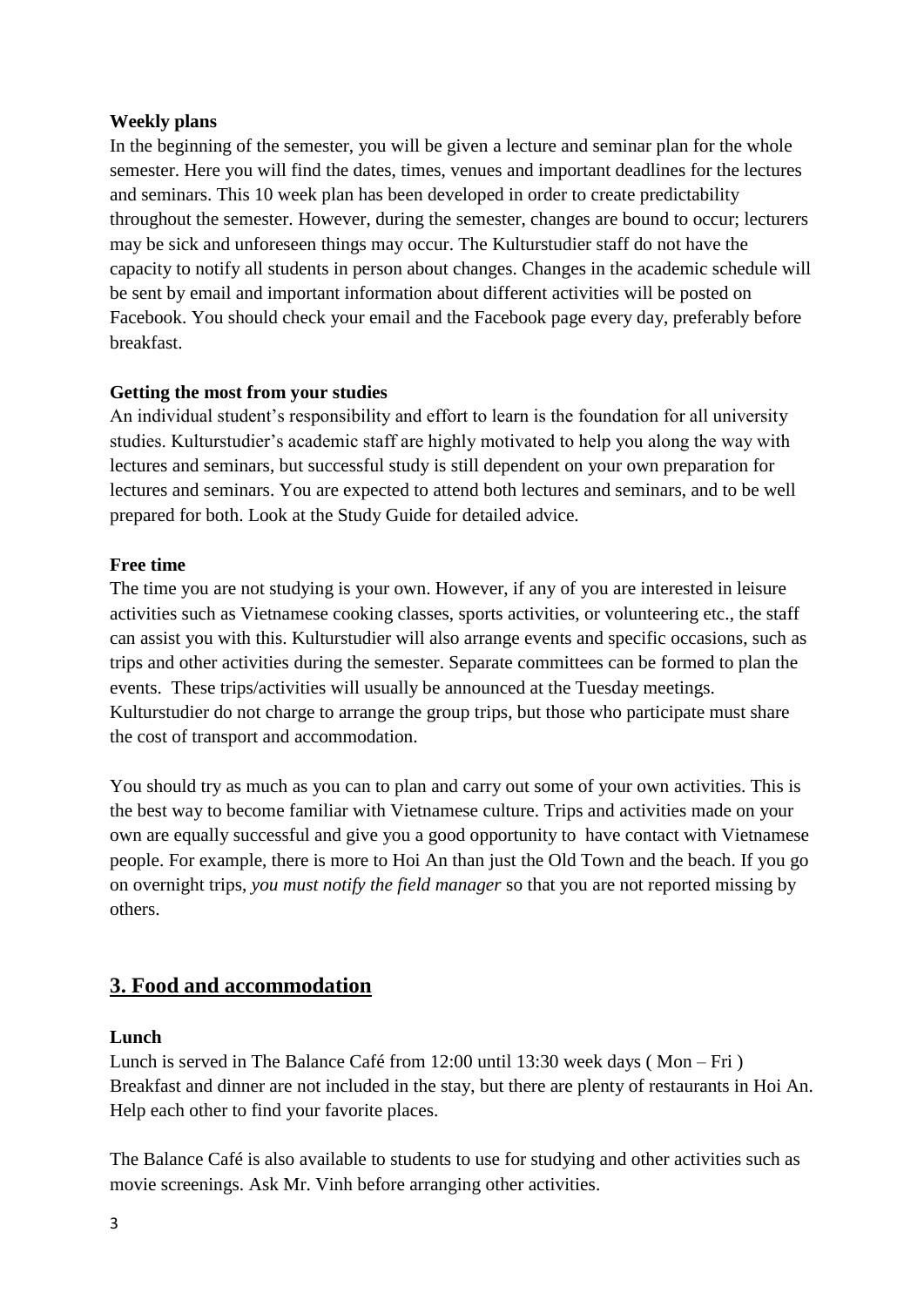**Weekly plans**

In the beginning of the semester, you will be given a lecture and seminar plan for the whole semester. Here you will find the dates, times, venues and important deadlines for the lectures and seminars. This 10 week plan has been developed in order to create predictability throughout the semester. However, during the semester, changes are bound to occur; lecturers may be sick and unforeseen things may occur. The Kulturstudier staff do not have the capacity to notify all students in person about changes. Changes in the academic schedule will be sent by email and important information about different activities will be posted on Facebook. You should check your email and the Facebook page every day, preferably before breakfast.

**Getting the most from your studies**

An individual student's responsibility and effort to learn is the foundation for all university studies. Kulturstudier's academic staff are highly motivated to help you along the way with lectures and seminars, but successful study is still dependent on your own preparation for lectures and seminars. You are expected to attend both lectures and seminars, and to be well prepared for both. Look at the Study Guide for detailed advice.

**Free time**

The time you are not studying is your own. However, if any of you are interested in leisure activities such as Vietnamese cooking classes, sports activities, or volunteering etc., the staff can assist you with this. Kulturstudier will also arrange events and specific occasions, such as trips and other activities during the semester. Separate committees can be formed to plan the events. These trips/activities will usually be announced at the Tuesday meetings. Kulturstudier do not charge to arrange the group trips, but those who participate must share the cost of transport and accommodation.

You should try as much as you can to plan and carry out some of your own activities. This is the best way to become familiar with Vietnamese culture. Trips and activities made on your own are equally successful and give you a good opportunity to have contact with Vietnamese people. For example, there is more to Hoi An than just the Old Town and the beach. If you go on overnight trips, *you must notify the field manager* so that you are not reported missing by others.

## 3. Food and accommodation

**Lunch**

Lunch is served in The Balance Café from 12:00 until 13:30 week days ( Mon – Fri )
Breakfast and dinner are not included in the stay, but there are plenty of restaurants in Hoi An. Help each other to find your favorite places.

The Balance Café is also available to students to use for studying and other activities such as movie screenings. Ask Mr. Vinh before arranging other activities.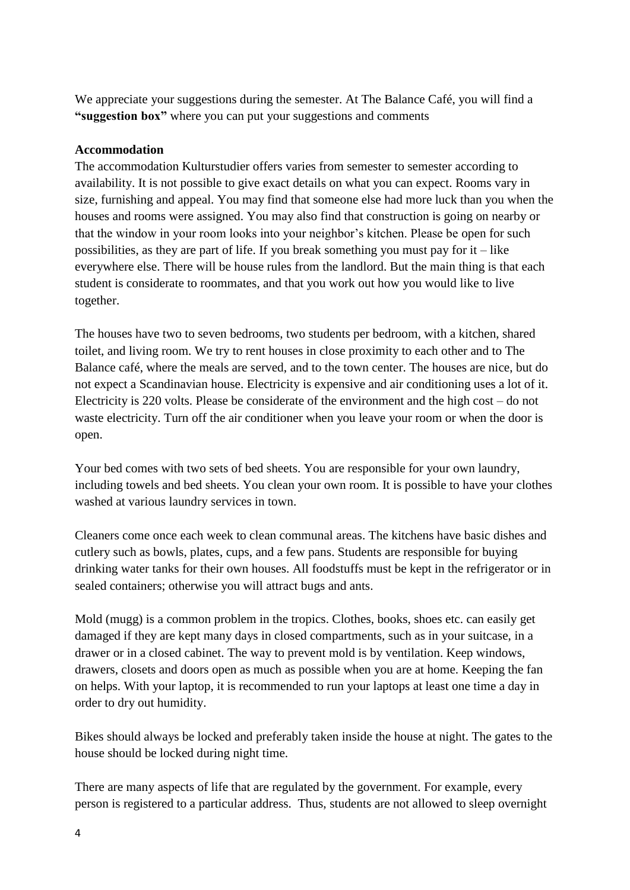We appreciate your suggestions during the semester. At The Balance Café, you will find a **"suggestion box"** where you can put your suggestions and comments

**Accommodation**

The accommodation Kulturstudier offers varies from semester to semester according to availability. It is not possible to give exact details on what you can expect. Rooms vary in size, furnishing and appeal. You may find that someone else had more luck than you when the houses and rooms were assigned. You may also find that construction is going on nearby or that the window in your room looks into your neighbor's kitchen. Please be open for such possibilities, as they are part of life. If you break something you must pay for it – like everywhere else. There will be house rules from the landlord. But the main thing is that each student is considerate to roommates, and that you work out how you would like to live together.

The houses have two to seven bedrooms, two students per bedroom, with a kitchen, shared toilet, and living room. We try to rent houses in close proximity to each other and to The Balance café, where the meals are served, and to the town center. The houses are nice, but do not expect a Scandinavian house. Electricity is expensive and air conditioning uses a lot of it. Electricity is 220 volts. Please be considerate of the environment and the high cost – do not waste electricity. Turn off the air conditioner when you leave your room or when the door is open.

Your bed comes with two sets of bed sheets. You are responsible for your own laundry, including towels and bed sheets. You clean your own room. It is possible to have your clothes washed at various laundry services in town.

Cleaners come once each week to clean communal areas. The kitchens have basic dishes and cutlery such as bowls, plates, cups, and a few pans. Students are responsible for buying drinking water tanks for their own houses. All foodstuffs must be kept in the refrigerator or in sealed containers; otherwise you will attract bugs and ants.

Mold (mugg) is a common problem in the tropics. Clothes, books, shoes etc. can easily get damaged if they are kept many days in closed compartments, such as in your suitcase, in a drawer or in a closed cabinet. The way to prevent mold is by ventilation. Keep windows, drawers, closets and doors open as much as possible when you are at home. Keeping the fan on helps. With your laptop, it is recommended to run your laptops at least one time a day in order to dry out humidity.

Bikes should always be locked and preferably taken inside the house at night. The gates to the house should be locked during night time.

There are many aspects of life that are regulated by the government. For example, every person is registered to a particular address. Thus, students are not allowed to sleep overnight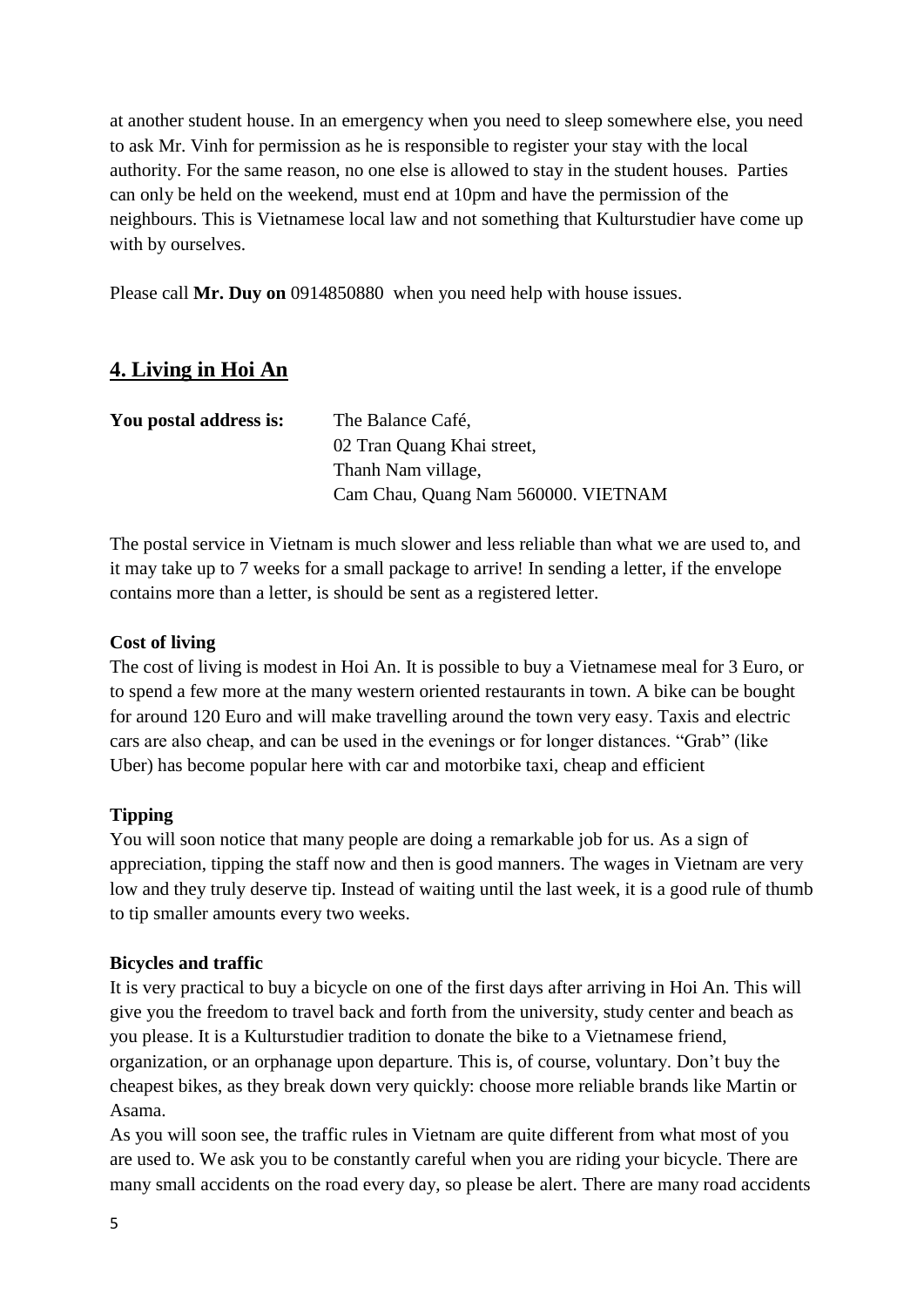at another student house. In an emergency when you need to sleep somewhere else, you need to ask Mr. Vinh for permission as he is responsible to register your stay with the local authority. For the same reason, no one else is allowed to stay in the student houses. Parties can only be held on the weekend, must end at 10pm and have the permission of the neighbours. This is Vietnamese local law and not something that Kulturstudier have come up with by ourselves.

Please call **Mr. Duy on** 0914850880 when you need help with house issues.

## 4. Living in Hoi An

**You postal address is:** The Balance Café,
02 Tran Quang Khai street,
Thanh Nam village,
Cam Chau, Quang Nam 560000. VIETNAM

The postal service in Vietnam is much slower and less reliable than what we are used to, and it may take up to 7 weeks for a small package to arrive! In sending a letter, if the envelope contains more than a letter, is should be sent as a registered letter.

**Cost of living**

The cost of living is modest in Hoi An. It is possible to buy a Vietnamese meal for 3 Euro, or to spend a few more at the many western oriented restaurants in town. A bike can be bought for around 120 Euro and will make travelling around the town very easy. Taxis and electric cars are also cheap, and can be used in the evenings or for longer distances. "Grab" (like Uber) has become popular here with car and motorbike taxi, cheap and efficient

**Tipping**

You will soon notice that many people are doing a remarkable job for us. As a sign of appreciation, tipping the staff now and then is good manners. The wages in Vietnam are very low and they truly deserve tip. Instead of waiting until the last week, it is a good rule of thumb to tip smaller amounts every two weeks.

**Bicycles and traffic**

It is very practical to buy a bicycle on one of the first days after arriving in Hoi An. This will give you the freedom to travel back and forth from the university, study center and beach as you please. It is a Kulturstudier tradition to donate the bike to a Vietnamese friend, organization, or an orphanage upon departure. This is, of course, voluntary. Don't buy the cheapest bikes, as they break down very quickly: choose more reliable brands like Martin or Asama.

As you will soon see, the traffic rules in Vietnam are quite different from what most of you are used to. We ask you to be constantly careful when you are riding your bicycle. There are many small accidents on the road every day, so please be alert. There are many road accidents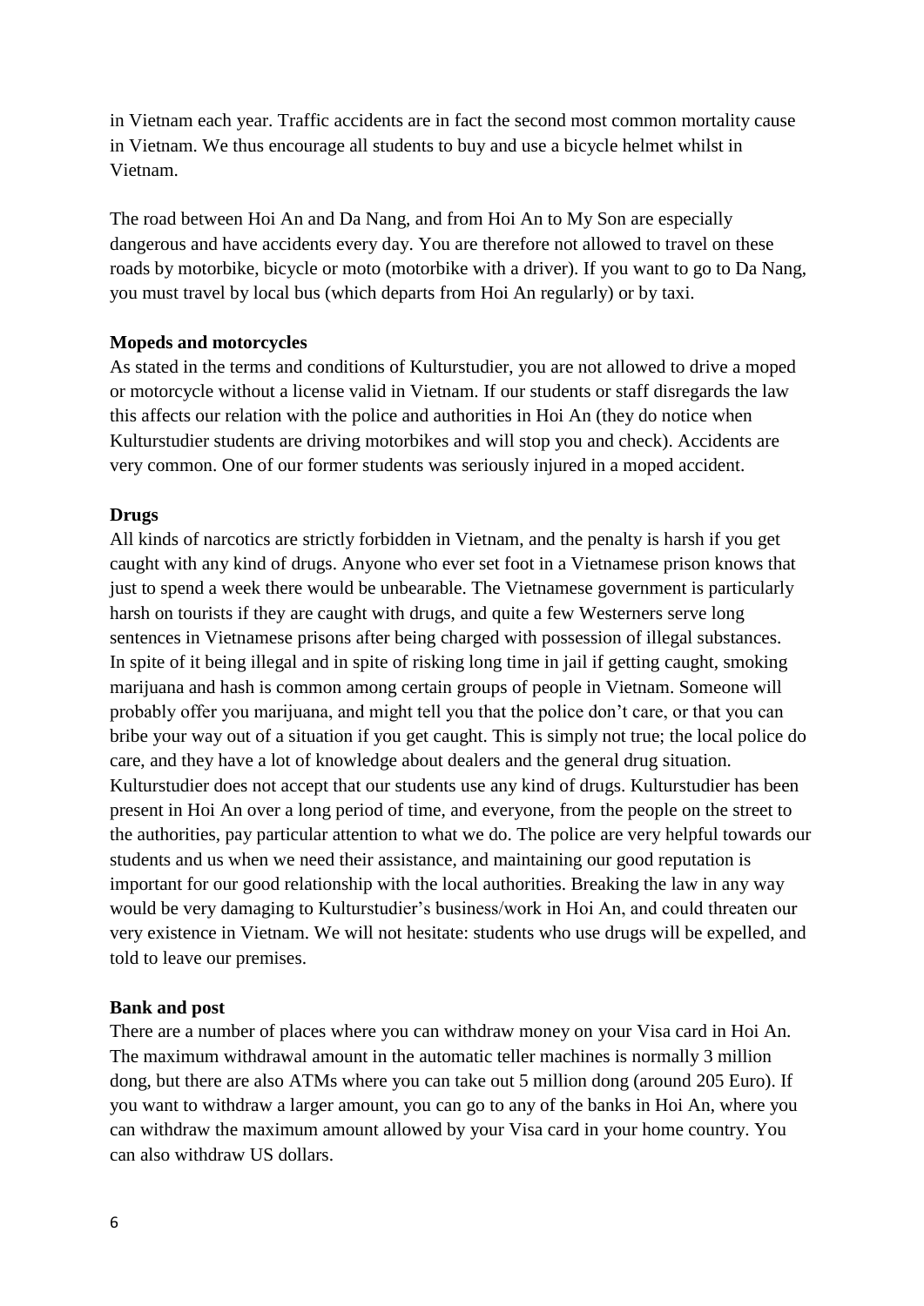in Vietnam each year. Traffic accidents are in fact the second most common mortality cause in Vietnam. We thus encourage all students to buy and use a bicycle helmet whilst in Vietnam.

The road between Hoi An and Da Nang, and from Hoi An to My Son are especially dangerous and have accidents every day. You are therefore not allowed to travel on these roads by motorbike, bicycle or moto (motorbike with a driver). If you want to go to Da Nang, you must travel by local bus (which departs from Hoi An regularly) or by taxi.

**Mopeds and motorcycles**

As stated in the terms and conditions of Kulturstudier, you are not allowed to drive a moped or motorcycle without a license valid in Vietnam. If our students or staff disregards the law this affects our relation with the police and authorities in Hoi An (they do notice when Kulturstudier students are driving motorbikes and will stop you and check). Accidents are very common. One of our former students was seriously injured in a moped accident.

**Drugs**

All kinds of narcotics are strictly forbidden in Vietnam, and the penalty is harsh if you get caught with any kind of drugs. Anyone who ever set foot in a Vietnamese prison knows that just to spend a week there would be unbearable. The Vietnamese government is particularly harsh on tourists if they are caught with drugs, and quite a few Westerners serve long sentences in Vietnamese prisons after being charged with possession of illegal substances. In spite of it being illegal and in spite of risking long time in jail if getting caught, smoking marijuana and hash is common among certain groups of people in Vietnam. Someone will probably offer you marijuana, and might tell you that the police don't care, or that you can bribe your way out of a situation if you get caught. This is simply not true; the local police do care, and they have a lot of knowledge about dealers and the general drug situation. Kulturstudier does not accept that our students use any kind of drugs. Kulturstudier has been present in Hoi An over a long period of time, and everyone, from the people on the street to the authorities, pay particular attention to what we do. The police are very helpful towards our students and us when we need their assistance, and maintaining our good reputation is important for our good relationship with the local authorities. Breaking the law in any way would be very damaging to Kulturstudier's business/work in Hoi An, and could threaten our very existence in Vietnam. We will not hesitate: students who use drugs will be expelled, and told to leave our premises.

**Bank and post**

There are a number of places where you can withdraw money on your Visa card in Hoi An. The maximum withdrawal amount in the automatic teller machines is normally 3 million dong, but there are also ATMs where you can take out 5 million dong (around 205 Euro). If you want to withdraw a larger amount, you can go to any of the banks in Hoi An, where you can withdraw the maximum amount allowed by your Visa card in your home country. You can also withdraw US dollars.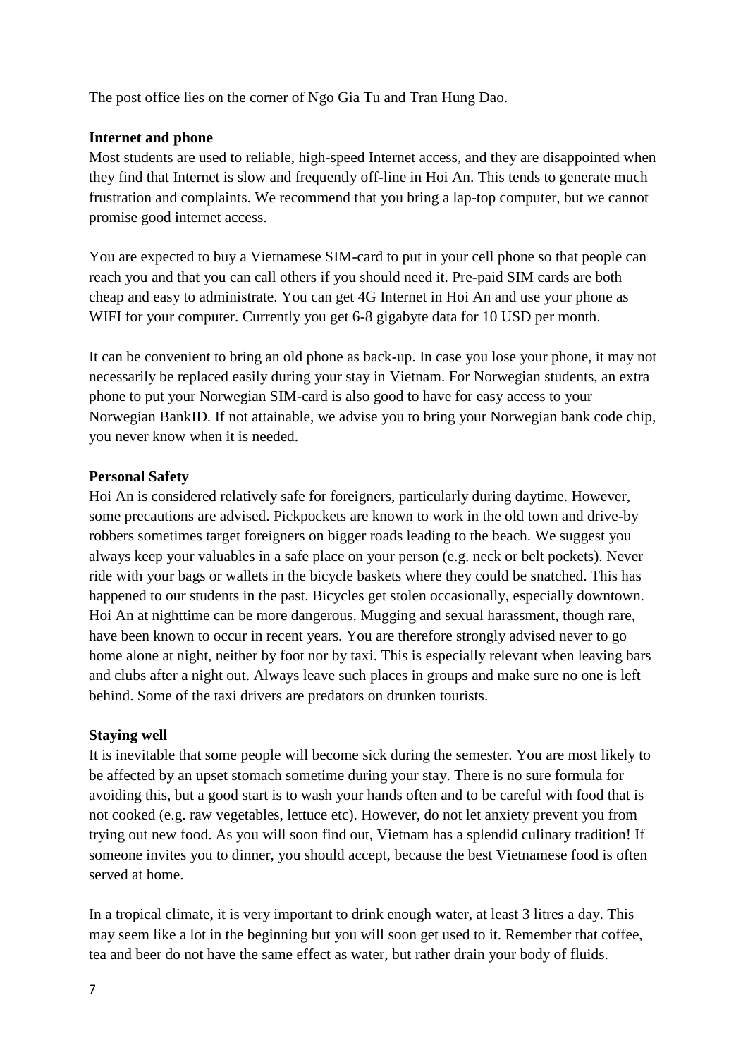The post office lies on the corner of Ngo Gia Tu and Tran Hung Dao.

**Internet and phone**

Most students are used to reliable, high-speed Internet access, and they are disappointed when they find that Internet is slow and frequently off-line in Hoi An. This tends to generate much frustration and complaints. We recommend that you bring a lap-top computer, but we cannot promise good internet access.

You are expected to buy a Vietnamese SIM-card to put in your cell phone so that people can reach you and that you can call others if you should need it. Pre-paid SIM cards are both cheap and easy to administrate. You can get 4G Internet in Hoi An and use your phone as WIFI for your computer. Currently you get 6-8 gigabyte data for 10 USD per month.

It can be convenient to bring an old phone as back-up. In case you lose your phone, it may not necessarily be replaced easily during your stay in Vietnam. For Norwegian students, an extra phone to put your Norwegian SIM-card is also good to have for easy access to your Norwegian BankID. If not attainable, we advise you to bring your Norwegian bank code chip, you never know when it is needed.

**Personal Safety**

Hoi An is considered relatively safe for foreigners, particularly during daytime. However, some precautions are advised. Pickpockets are known to work in the old town and drive-by robbers sometimes target foreigners on bigger roads leading to the beach. We suggest you always keep your valuables in a safe place on your person (e.g. neck or belt pockets). Never ride with your bags or wallets in the bicycle baskets where they could be snatched. This has happened to our students in the past. Bicycles get stolen occasionally, especially downtown. Hoi An at nighttime can be more dangerous. Mugging and sexual harassment, though rare, have been known to occur in recent years. You are therefore strongly advised never to go home alone at night, neither by foot nor by taxi. This is especially relevant when leaving bars and clubs after a night out. Always leave such places in groups and make sure no one is left behind. Some of the taxi drivers are predators on drunken tourists.

**Staying well**

It is inevitable that some people will become sick during the semester. You are most likely to be affected by an upset stomach sometime during your stay. There is no sure formula for avoiding this, but a good start is to wash your hands often and to be careful with food that is not cooked (e.g. raw vegetables, lettuce etc). However, do not let anxiety prevent you from trying out new food. As you will soon find out, Vietnam has a splendid culinary tradition! If someone invites you to dinner, you should accept, because the best Vietnamese food is often served at home.

In a tropical climate, it is very important to drink enough water, at least 3 litres a day. This may seem like a lot in the beginning but you will soon get used to it. Remember that coffee, tea and beer do not have the same effect as water, but rather drain your body of fluids.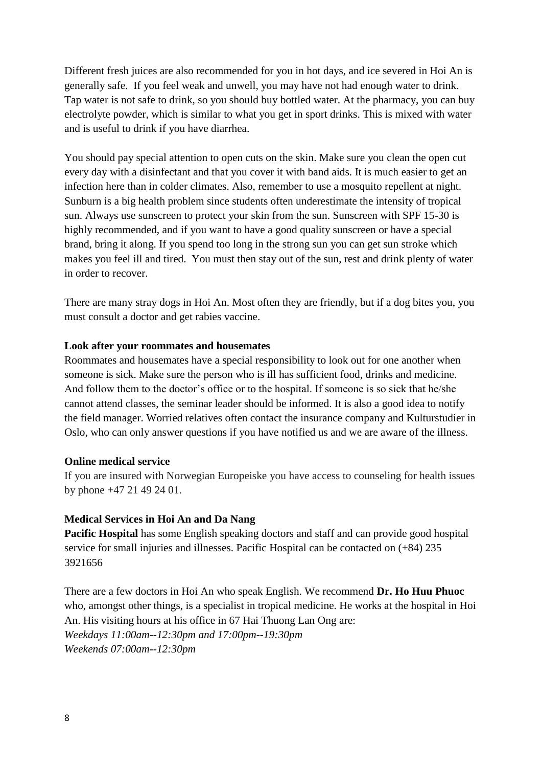Different fresh juices are also recommended for you in hot days, and ice severed in Hoi An is generally safe. If you feel weak and unwell, you may have not had enough water to drink. Tap water is not safe to drink, so you should buy bottled water. At the pharmacy, you can buy electrolyte powder, which is similar to what you get in sport drinks. This is mixed with water and is useful to drink if you have diarrhea.

You should pay special attention to open cuts on the skin. Make sure you clean the open cut every day with a disinfectant and that you cover it with band aids. It is much easier to get an infection here than in colder climates. Also, remember to use a mosquito repellent at night. Sunburn is a big health problem since students often underestimate the intensity of tropical sun. Always use sunscreen to protect your skin from the sun. Sunscreen with SPF 15-30 is highly recommended, and if you want to have a good quality sunscreen or have a special brand, bring it along. If you spend too long in the strong sun you can get sun stroke which makes you feel ill and tired. You must then stay out of the sun, rest and drink plenty of water in order to recover.

There are many stray dogs in Hoi An. Most often they are friendly, but if a dog bites you, you must consult a doctor and get rabies vaccine.

**Look after your roommates and housemates**

Roommates and housemates have a special responsibility to look out for one another when someone is sick. Make sure the person who is ill has sufficient food, drinks and medicine. And follow them to the doctor's office or to the hospital. If someone is so sick that he/she cannot attend classes, the seminar leader should be informed. It is also a good idea to notify the field manager. Worried relatives often contact the insurance company and Kulturstudier in Oslo, who can only answer questions if you have notified us and we are aware of the illness.

**Online medical service**

If you are insured with Norwegian Europeiske you have access to counseling for health issues by phone +47 21 49 24 01.

**Medical Services in Hoi An and Da Nang**

**Pacific Hospital** has some English speaking doctors and staff and can provide good hospital service for small injuries and illnesses. Pacific Hospital can be contacted on (+84) 235 3921656

There are a few doctors in Hoi An who speak English. We recommend **Dr. Ho Huu Phuoc** who, amongst other things, is a specialist in tropical medicine. He works at the hospital in Hoi An. His visiting hours at his office in 67 Hai Thuong Lan Ong are:
*Weekdays 11:00am--12:30pm and 17:00pm--19:30pm*
*Weekends 07:00am--12:30pm*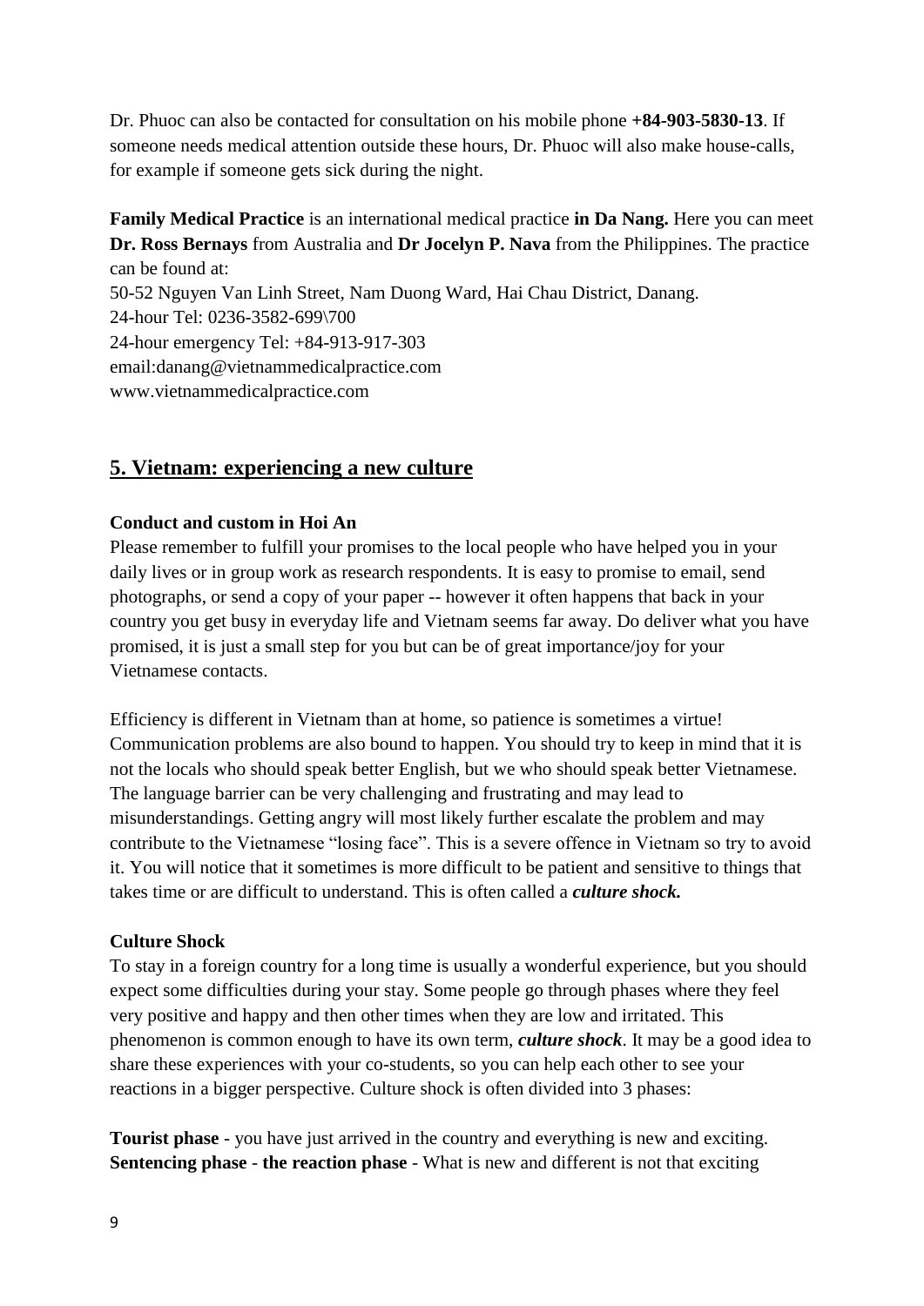Dr. Phuoc can also be contacted for consultation on his mobile phone **+84-903-5830-13**. If someone needs medical attention outside these hours, Dr. Phuoc will also make house-calls, for example if someone gets sick during the night.

**Family Medical Practice** is an international medical practice **in Da Nang.** Here you can meet **Dr. Ross Bernays** from Australia and **Dr Jocelyn P. Nava** from the Philippines. The practice can be found at:
50-52 Nguyen Van Linh Street, Nam Duong Ward, Hai Chau District, Danang.
24-hour Tel: 0236-3582-699\700
24-hour emergency Tel: +84-913-917-303
email:danang@vietnammedicalpractice.com
www.vietnammedicalpractice.com

## 5. Vietnam: experiencing a new culture

**Conduct and custom in Hoi An**

Please remember to fulfill your promises to the local people who have helped you in your daily lives or in group work as research respondents. It is easy to promise to email, send photographs, or send a copy of your paper -- however it often happens that back in your country you get busy in everyday life and Vietnam seems far away. Do deliver what you have promised, it is just a small step for you but can be of great importance/joy for your Vietnamese contacts.

Efficiency is different in Vietnam than at home, so patience is sometimes a virtue! Communication problems are also bound to happen. You should try to keep in mind that it is not the locals who should speak better English, but we who should speak better Vietnamese. The language barrier can be very challenging and frustrating and may lead to misunderstandings. Getting angry will most likely further escalate the problem and may contribute to the Vietnamese "losing face". This is a severe offence in Vietnam so try to avoid it. You will notice that it sometimes is more difficult to be patient and sensitive to things that takes time or are difficult to understand. This is often called a ***culture shock.***

**Culture Shock**

To stay in a foreign country for a long time is usually a wonderful experience, but you should expect some difficulties during your stay. Some people go through phases where they feel very positive and happy and then other times when they are low and irritated. This phenomenon is common enough to have its own term, ***culture shock***. It may be a good idea to share these experiences with your co-students, so you can help each other to see your reactions in a bigger perspective. Culture shock is often divided into 3 phases:

**Tourist phase** - you have just arrived in the country and everything is new and exciting.
**Sentencing phase** - **the reaction phase** - What is new and different is not that exciting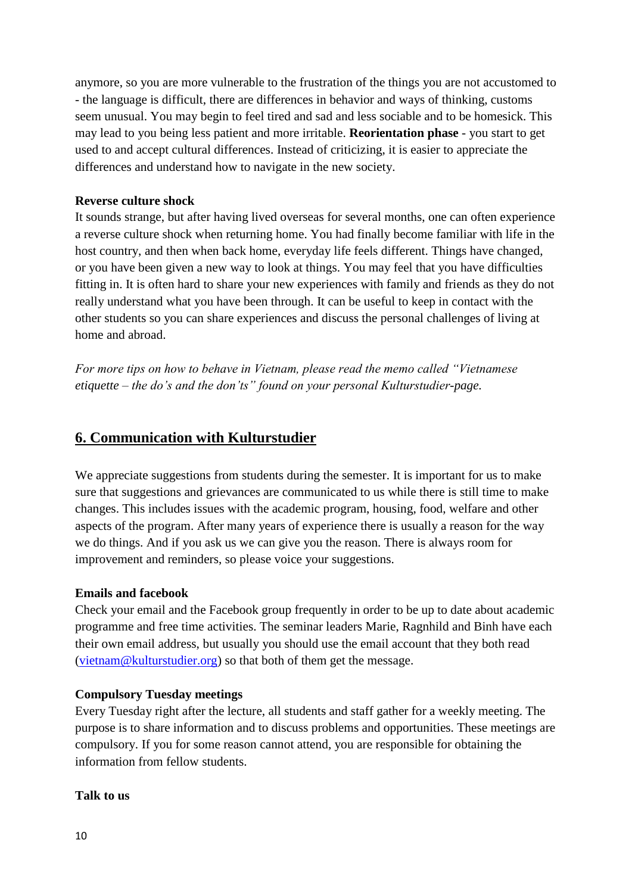anymore, so you are more vulnerable to the frustration of the things you are not accustomed to - the language is difficult, there are differences in behavior and ways of thinking, customs seem unusual. You may begin to feel tired and sad and less sociable and to be homesick. This may lead to you being less patient and more irritable. **Reorientation phase** - you start to get used to and accept cultural differences. Instead of criticizing, it is easier to appreciate the differences and understand how to navigate in the new society.

**Reverse culture shock**

It sounds strange, but after having lived overseas for several months, one can often experience a reverse culture shock when returning home. You had finally become familiar with life in the host country, and then when back home, everyday life feels different. Things have changed, or you have been given a new way to look at things. You may feel that you have difficulties fitting in. It is often hard to share your new experiences with family and friends as they do not really understand what you have been through. It can be useful to keep in contact with the other students so you can share experiences and discuss the personal challenges of living at home and abroad.

*For more tips on how to behave in Vietnam, please read the memo called "Vietnamese etiquette – the do's and the don'ts" found on your personal Kulturstudier-page.*

## 6. Communication with Kulturstudier

We appreciate suggestions from students during the semester. It is important for us to make sure that suggestions and grievances are communicated to us while there is still time to make changes. This includes issues with the academic program, housing, food, welfare and other aspects of the program. After many years of experience there is usually a reason for the way we do things. And if you ask us we can give you the reason. There is always room for improvement and reminders, so please voice your suggestions.

**Emails and facebook**

Check your email and the Facebook group frequently in order to be up to date about academic programme and free time activities. The seminar leaders Marie, Ragnhild and Binh have each their own email address, but usually you should use the email account that they both read (vietnam@kulturstudier.org) so that both of them get the message.

**Compulsory Tuesday meetings**

Every Tuesday right after the lecture, all students and staff gather for a weekly meeting. The purpose is to share information and to discuss problems and opportunities. These meetings are compulsory. If you for some reason cannot attend, you are responsible for obtaining the information from fellow students.

**Talk to us**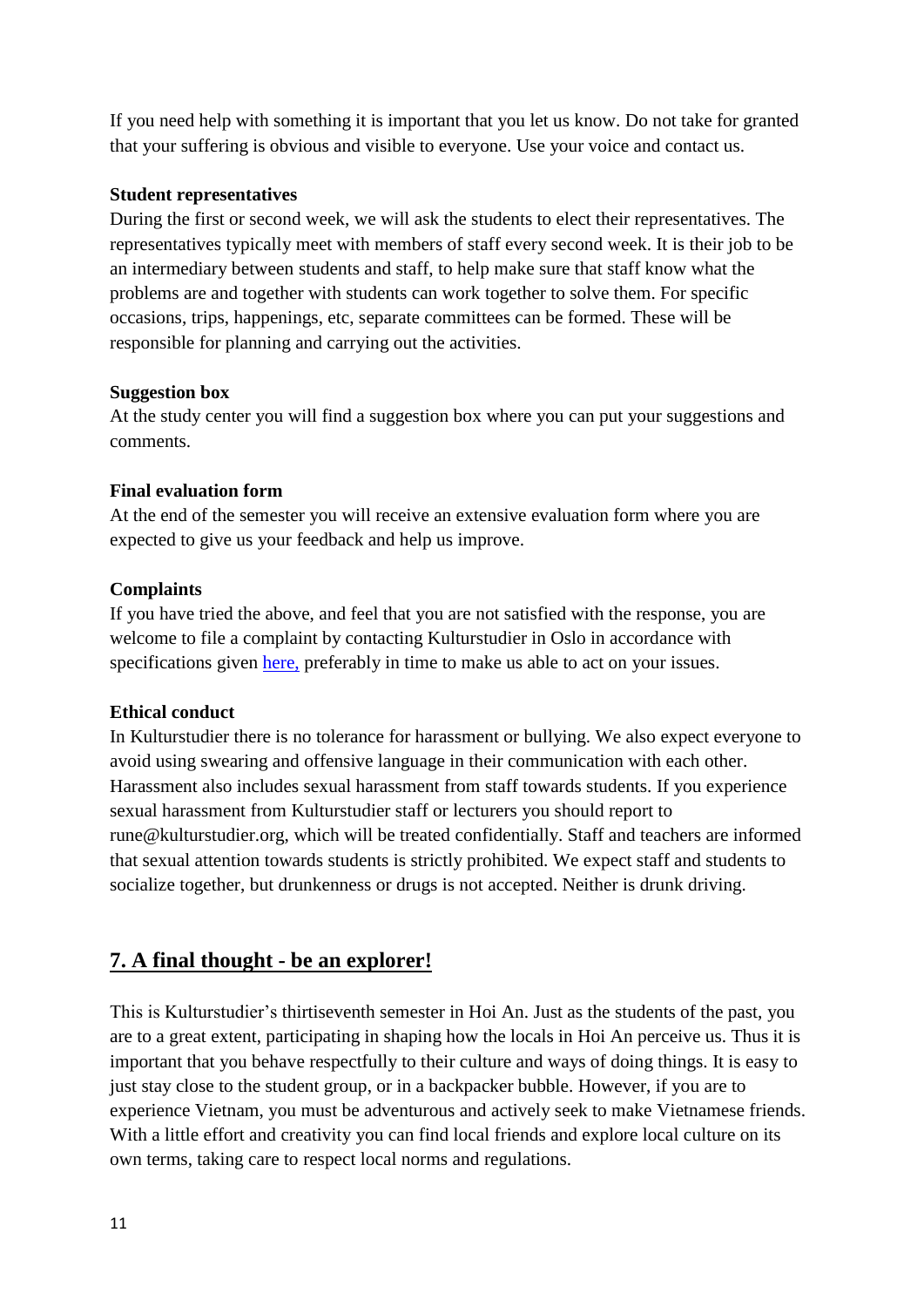If you need help with something it is important that you let us know. Do not take for granted that your suffering is obvious and visible to everyone. Use your voice and contact us.

**Student representatives**
During the first or second week, we will ask the students to elect their representatives. The representatives typically meet with members of staff every second week. It is their job to be an intermediary between students and staff, to help make sure that staff know what the problems are and together with students can work together to solve them. For specific occasions, trips, happenings, etc, separate committees can be formed. These will be responsible for planning and carrying out the activities.

**Suggestion box**
At the study center you will find a suggestion box where you can put your suggestions and comments.

**Final evaluation form**
At the end of the semester you will receive an extensive evaluation form where you are expected to give us your feedback and help us improve.

**Complaints**
If you have tried the above, and feel that you are not satisfied with the response, you are welcome to file a complaint by contacting Kulturstudier in Oslo in accordance with specifications given here, preferably in time to make us able to act on your issues.

**Ethical conduct**
In Kulturstudier there is no tolerance for harassment or bullying. We also expect everyone to avoid using swearing and offensive language in their communication with each other. Harassment also includes sexual harassment from staff towards students. If you experience sexual harassment from Kulturstudier staff or lecturers you should report to rune@kulturstudier.org, which will be treated confidentially. Staff and teachers are informed that sexual attention towards students is strictly prohibited. We expect staff and students to socialize together, but drunkenness or drugs is not accepted. Neither is drunk driving.

## 7. A final thought - be an explorer!

This is Kulturstudier's thirtiseventh semester in Hoi An. Just as the students of the past, you are to a great extent, participating in shaping how the locals in Hoi An perceive us. Thus it is important that you behave respectfully to their culture and ways of doing things. It is easy to just stay close to the student group, or in a backpacker bubble. However, if you are to experience Vietnam, you must be adventurous and actively seek to make Vietnamese friends. With a little effort and creativity you can find local friends and explore local culture on its own terms, taking care to respect local norms and regulations.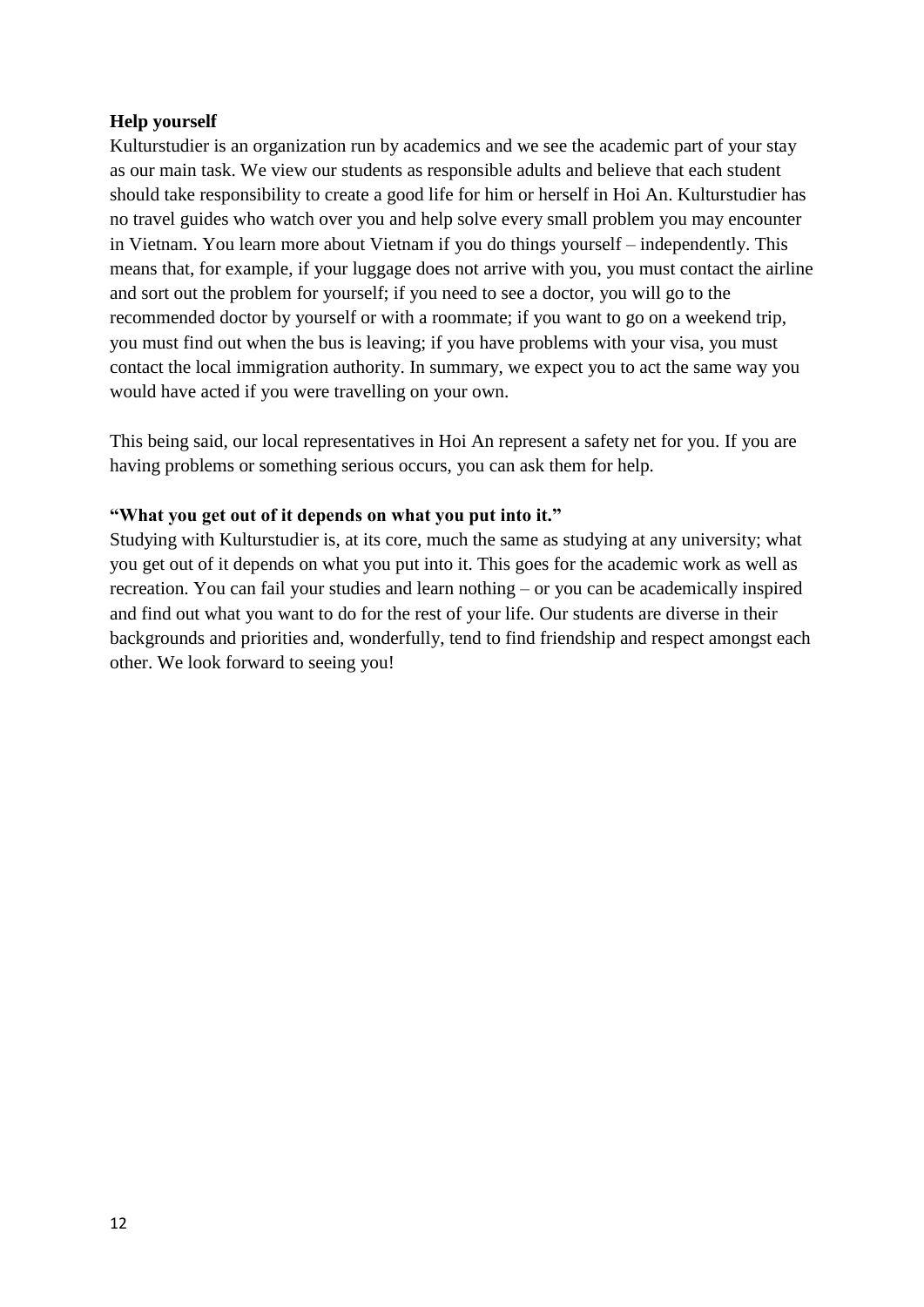**Help yourself**

Kulturstudier is an organization run by academics and we see the academic part of your stay as our main task. We view our students as responsible adults and believe that each student should take responsibility to create a good life for him or herself in Hoi An. Kulturstudier has no travel guides who watch over you and help solve every small problem you may encounter in Vietnam. You learn more about Vietnam if you do things yourself – independently. This means that, for example, if your luggage does not arrive with you, you must contact the airline and sort out the problem for yourself; if you need to see a doctor, you will go to the recommended doctor by yourself or with a roommate; if you want to go on a weekend trip, you must find out when the bus is leaving; if you have problems with your visa, you must contact the local immigration authority. In summary, we expect you to act the same way you would have acted if you were travelling on your own.

This being said, our local representatives in Hoi An represent a safety net for you. If you are having problems or something serious occurs, you can ask them for help.

**"What you get out of it depends on what you put into it."**

Studying with Kulturstudier is, at its core, much the same as studying at any university; what you get out of it depends on what you put into it. This goes for the academic work as well as recreation. You can fail your studies and learn nothing – or you can be academically inspired and find out what you want to do for the rest of your life. Our students are diverse in their backgrounds and priorities and, wonderfully, tend to find friendship and respect amongst each other. We look forward to seeing you!